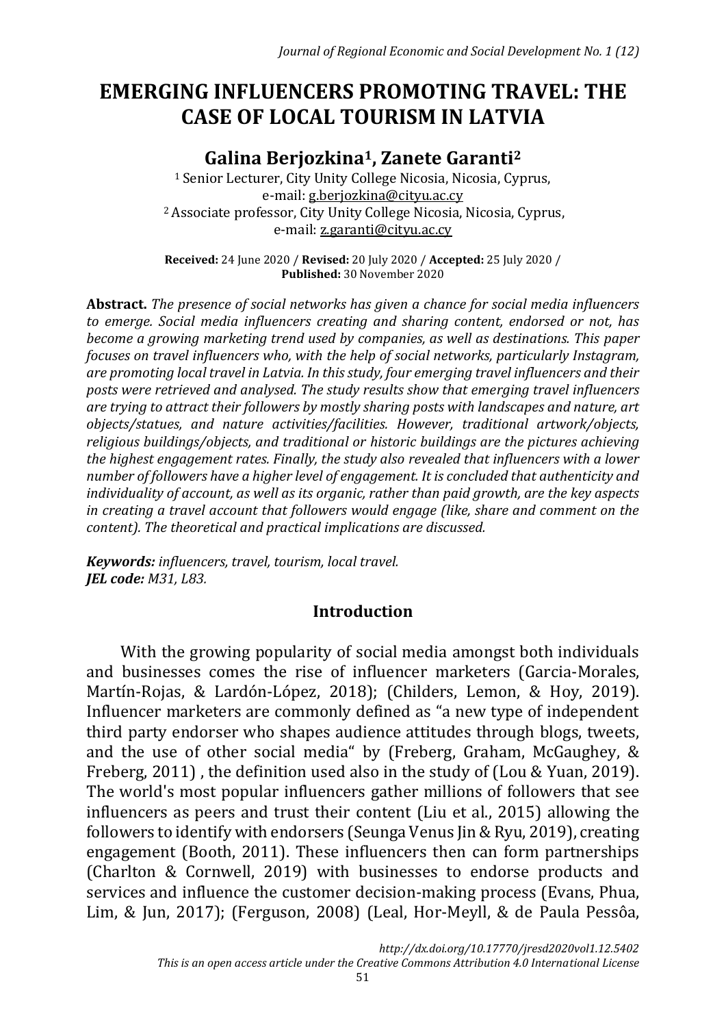# EMERGING INFLUENCERS PROMOTING TRAVEL: THE CASE OF LOCAL TOURISM IN LATVIA

## Galina Berjozkina[1], Zanete Garanti[2]

[1] Senior Lecturer, City Unity College Nicosia, Nicosia, Cyprus,
e-mail: g.berjozkina@cityu.ac.cy
[2] Associate professor, City Unity College Nicosia, Nicosia, Cyprus,
e-mail: z.garanti@cityu.ac.cy

**Received:** 24 June 2020 / **Revised:** 20 July 2020 / **Accepted:** 25 July 2020 / **Published:** 30 November 2020

**Abstract.** *The presence of social networks has given a chance for social media influencers to emerge. Social media influencers creating and sharing content, endorsed or not, has become a growing marketing trend used by companies, as well as destinations. This paper focuses on travel influencers who, with the help of social networks, particularly Instagram, are promoting local travel in Latvia. In this study, four emerging travel influencers and their posts were retrieved and analysed. The study results show that emerging travel influencers are trying to attract their followers by mostly sharing posts with landscapes and nature, art objects/statues, and nature activities/facilities. However, traditional artwork/objects, religious buildings/objects, and traditional or historic buildings are the pictures achieving the highest engagement rates. Finally, the study also revealed that influencers with a lower number of followers have a higher level of engagement. It is concluded that authenticity and individuality of account, as well as its organic, rather than paid growth, are the key aspects in creating a travel account that followers would engage (like, share and comment on the content). The theoretical and practical implications are discussed.*

***Keywords:*** *influencers, travel, tourism, local travel.*
***JEL code:*** *M31, L83.*

## Introduction

With the growing popularity of social media amongst both individuals and businesses comes the rise of influencer marketers (Garcia-Morales, Martín-Rojas, & Lardón-López, 2018); (Childers, Lemon, & Hoy, 2019). Influencer marketers are commonly defined as "a new type of independent third party endorser who shapes audience attitudes through blogs, tweets, and the use of other social media" by (Freberg, Graham, McGaughey, & Freberg, 2011) , the definition used also in the study of (Lou & Yuan, 2019). The world's most popular influencers gather millions of followers that see influencers as peers and trust their content (Liu et al., 2015) allowing the followers to identify with endorsers (Seunga Venus Jin & Ryu, 2019), creating engagement (Booth, 2011). These influencers then can form partnerships (Charlton & Cornwell, 2019) with businesses to endorse products and services and influence the customer decision-making process (Evans, Phua, Lim, & Jun, 2017); (Ferguson, 2008) (Leal, Hor-Meyll, & de Paula Pessôa,

*http://dx.doi.org/10.17770/jresd2020vol1.12.5402*
*This is an open access article under the Creative Commons Attribution 4.0 International License*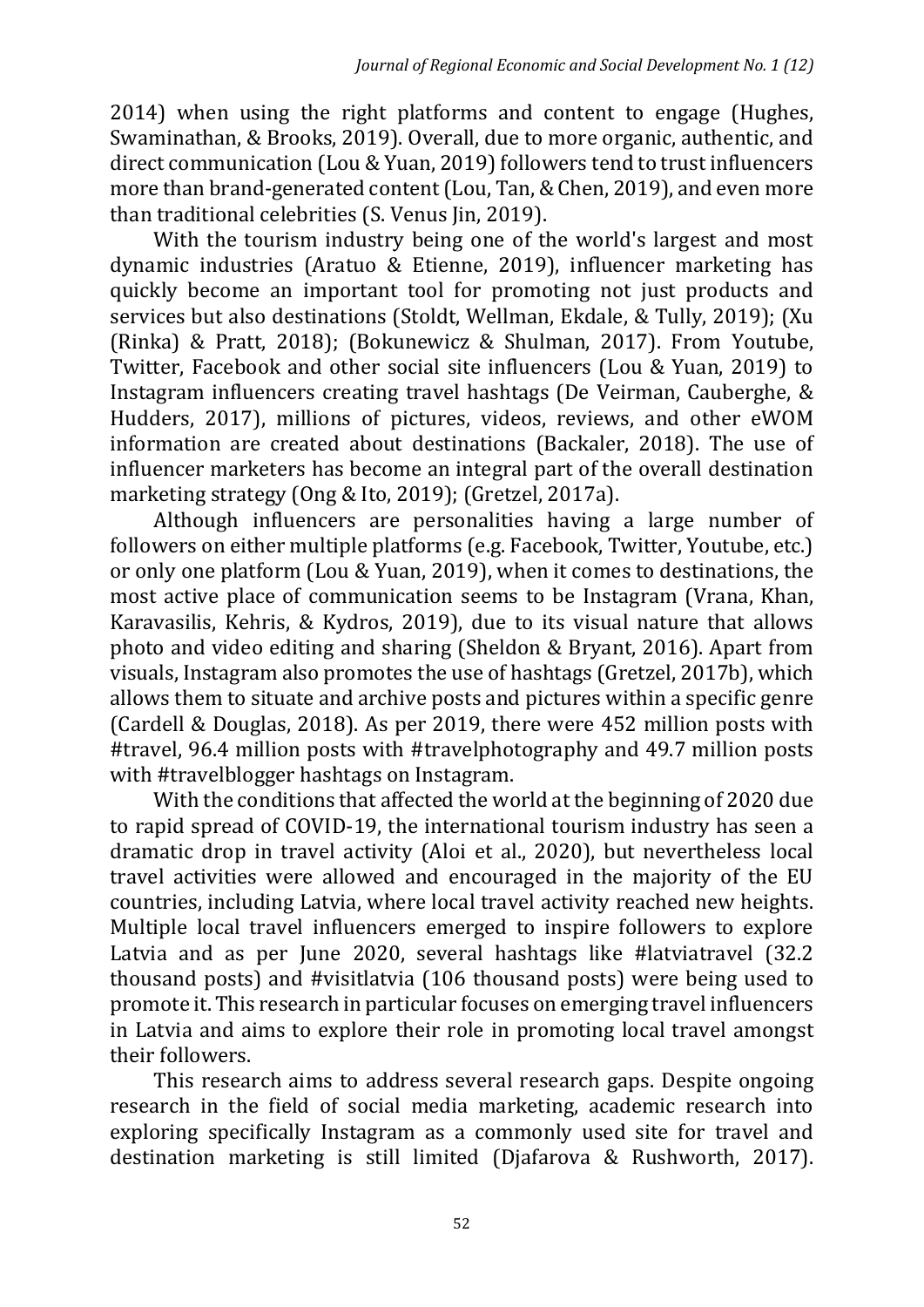2014) when using the right platforms and content to engage (Hughes, Swaminathan, & Brooks, 2019). Overall, due to more organic, authentic, and direct communication (Lou & Yuan, 2019) followers tend to trust influencers more than brand-generated content (Lou, Tan, & Chen, 2019), and even more than traditional celebrities (S. Venus Jin, 2019).

With the tourism industry being one of the world's largest and most dynamic industries (Aratuo & Etienne, 2019), influencer marketing has quickly become an important tool for promoting not just products and services but also destinations (Stoldt, Wellman, Ekdale, & Tully, 2019); (Xu (Rinka) & Pratt, 2018); (Bokunewicz & Shulman, 2017). From Youtube, Twitter, Facebook and other social site influencers (Lou & Yuan, 2019) to Instagram influencers creating travel hashtags (De Veirman, Cauberghe, & Hudders, 2017), millions of pictures, videos, reviews, and other eWOM information are created about destinations (Backaler, 2018). The use of influencer marketers has become an integral part of the overall destination marketing strategy (Ong & Ito, 2019); (Gretzel, 2017a).

Although influencers are personalities having a large number of followers on either multiple platforms (e.g. Facebook, Twitter, Youtube, etc.) or only one platform (Lou & Yuan, 2019), when it comes to destinations, the most active place of communication seems to be Instagram (Vrana, Khan, Karavasilis, Kehris, & Kydros, 2019), due to its visual nature that allows photo and video editing and sharing (Sheldon & Bryant, 2016). Apart from visuals, Instagram also promotes the use of hashtags (Gretzel, 2017b), which allows them to situate and archive posts and pictures within a specific genre (Cardell & Douglas, 2018). As per 2019, there were 452 million posts with #travel, 96.4 million posts with #travelphotography and 49.7 million posts with #travelblogger hashtags on Instagram.

With the conditions that affected the world at the beginning of 2020 due to rapid spread of COVID-19, the international tourism industry has seen a dramatic drop in travel activity (Aloi et al., 2020), but nevertheless local travel activities were allowed and encouraged in the majority of the EU countries, including Latvia, where local travel activity reached new heights. Multiple local travel influencers emerged to inspire followers to explore Latvia and as per June 2020, several hashtags like #latviatravel (32.2 thousand posts) and #visitlatvia (106 thousand posts) were being used to promote it. This research in particular focuses on emerging travel influencers in Latvia and aims to explore their role in promoting local travel amongst their followers.

This research aims to address several research gaps. Despite ongoing research in the field of social media marketing, academic research into exploring specifically Instagram as a commonly used site for travel and destination marketing is still limited (Djafarova & Rushworth, 2017).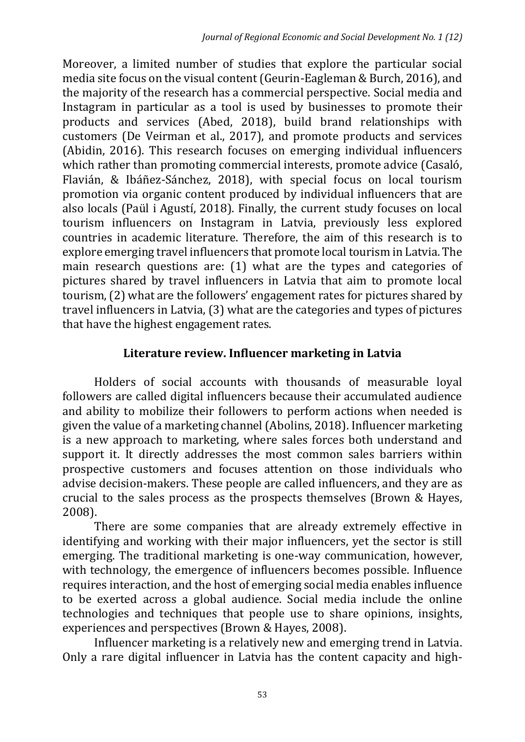Moreover, a limited number of studies that explore the particular social media site focus on the visual content (Geurin-Eagleman & Burch, 2016), and the majority of the research has a commercial perspective. Social media and Instagram in particular as a tool is used by businesses to promote their products and services (Abed, 2018), build brand relationships with customers (De Veirman et al., 2017), and promote products and services (Abidin, 2016). This research focuses on emerging individual influencers which rather than promoting commercial interests, promote advice (Casaló, Flavián, & Ibáñez-Sánchez, 2018), with special focus on local tourism promotion via organic content produced by individual influencers that are also locals (Paül i Agustí, 2018). Finally, the current study focuses on local tourism influencers on Instagram in Latvia, previously less explored countries in academic literature. Therefore, the aim of this research is to explore emerging travel influencers that promote local tourism in Latvia. The main research questions are: (1) what are the types and categories of pictures shared by travel influencers in Latvia that aim to promote local tourism, (2) what are the followers' engagement rates for pictures shared by travel influencers in Latvia, (3) what are the categories and types of pictures that have the highest engagement rates.

## Literature review. Influencer marketing in Latvia

Holders of social accounts with thousands of measurable loyal followers are called digital influencers because their accumulated audience and ability to mobilize their followers to perform actions when needed is given the value of a marketing channel (Abolins, 2018). Influencer marketing is a new approach to marketing, where sales forces both understand and support it. It directly addresses the most common sales barriers within prospective customers and focuses attention on those individuals who advise decision-makers. These people are called influencers, and they are as crucial to the sales process as the prospects themselves (Brown & Hayes, 2008).

There are some companies that are already extremely effective in identifying and working with their major influencers, yet the sector is still emerging. The traditional marketing is one-way communication, however, with technology, the emergence of influencers becomes possible. Influence requires interaction, and the host of emerging social media enables influence to be exerted across a global audience. Social media include the online technologies and techniques that people use to share opinions, insights, experiences and perspectives (Brown & Hayes, 2008).

Influencer marketing is a relatively new and emerging trend in Latvia. Only a rare digital influencer in Latvia has the content capacity and high-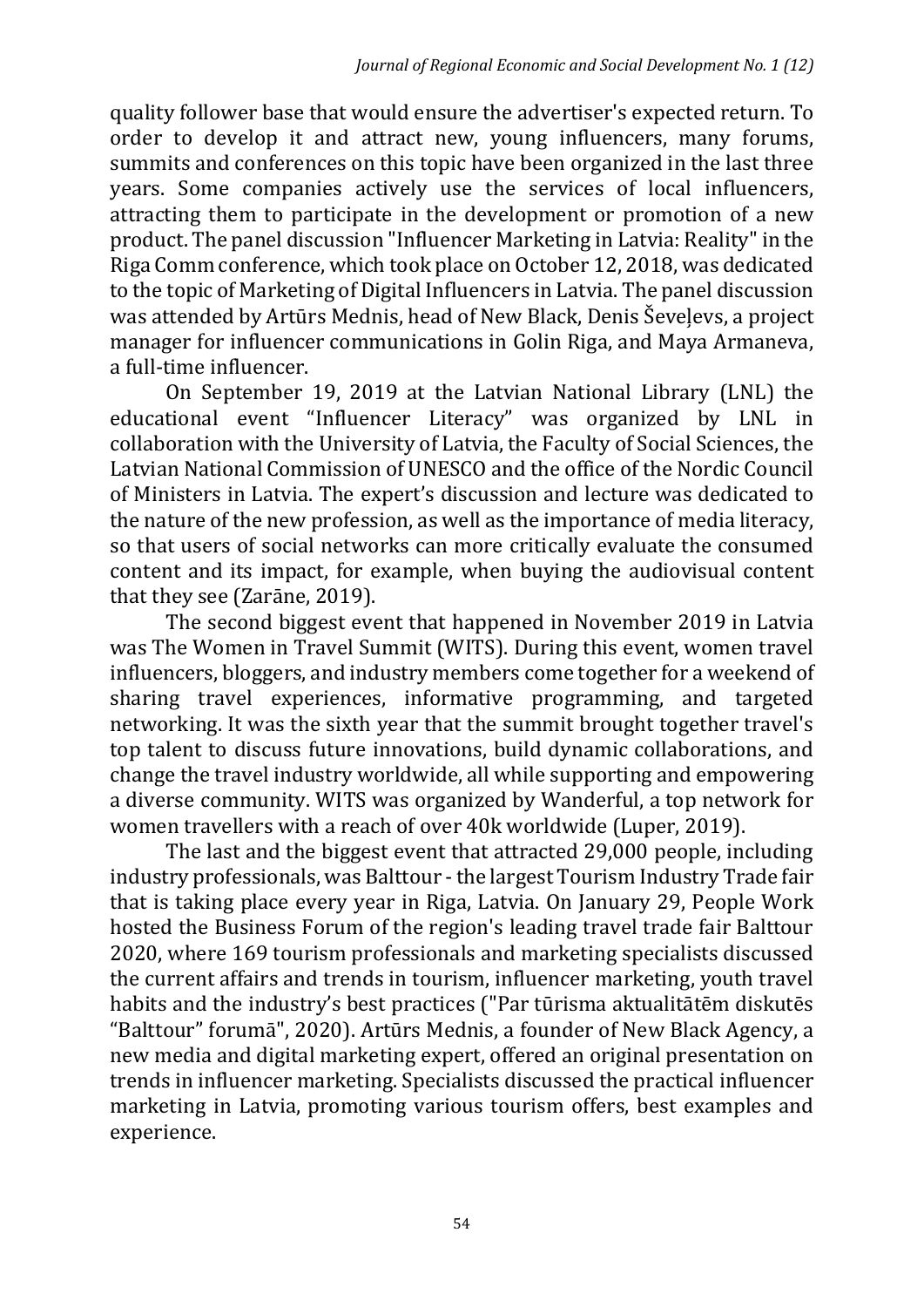quality follower base that would ensure the advertiser's expected return. To order to develop it and attract new, young influencers, many forums, summits and conferences on this topic have been organized in the last three years. Some companies actively use the services of local influencers, attracting them to participate in the development or promotion of a new product. The panel discussion "Influencer Marketing in Latvia: Reality" in the Riga Comm conference, which took place on October 12, 2018, was dedicated to the topic of Marketing of Digital Influencers in Latvia. The panel discussion was attended by Artūrs Mednis, head of New Black, Denis Ševeļevs, a project manager for influencer communications in Golin Riga, and Maya Armaneva, a full-time influencer.

On September 19, 2019 at the Latvian National Library (LNL) the educational event "Influencer Literacy" was organized by LNL in collaboration with the University of Latvia, the Faculty of Social Sciences, the Latvian National Commission of UNESCO and the office of the Nordic Council of Ministers in Latvia. The expert's discussion and lecture was dedicated to the nature of the new profession, as well as the importance of media literacy, so that users of social networks can more critically evaluate the consumed content and its impact, for example, when buying the audiovisual content that they see (Zarāne, 2019).

The second biggest event that happened in November 2019 in Latvia was The Women in Travel Summit (WITS). During this event, women travel influencers, bloggers, and industry members come together for a weekend of sharing travel experiences, informative programming, and targeted networking. It was the sixth year that the summit brought together travel's top talent to discuss future innovations, build dynamic collaborations, and change the travel industry worldwide, all while supporting and empowering a diverse community. WITS was organized by Wanderful, a top network for women travellers with a reach of over 40k worldwide (Luper, 2019).

The last and the biggest event that attracted 29,000 people, including industry professionals, was Balttour - the largest Tourism Industry Trade fair that is taking place every year in Riga, Latvia. On January 29, People Work hosted the Business Forum of the region's leading travel trade fair Balttour 2020, where 169 tourism professionals and marketing specialists discussed the current affairs and trends in tourism, influencer marketing, youth travel habits and the industry's best practices ("Par tūrisma aktualitātēm diskutēs "Balttour" forumā", 2020). Artūrs Mednis, a founder of New Black Agency, a new media and digital marketing expert, offered an original presentation on trends in influencer marketing. Specialists discussed the practical influencer marketing in Latvia, promoting various tourism offers, best examples and experience.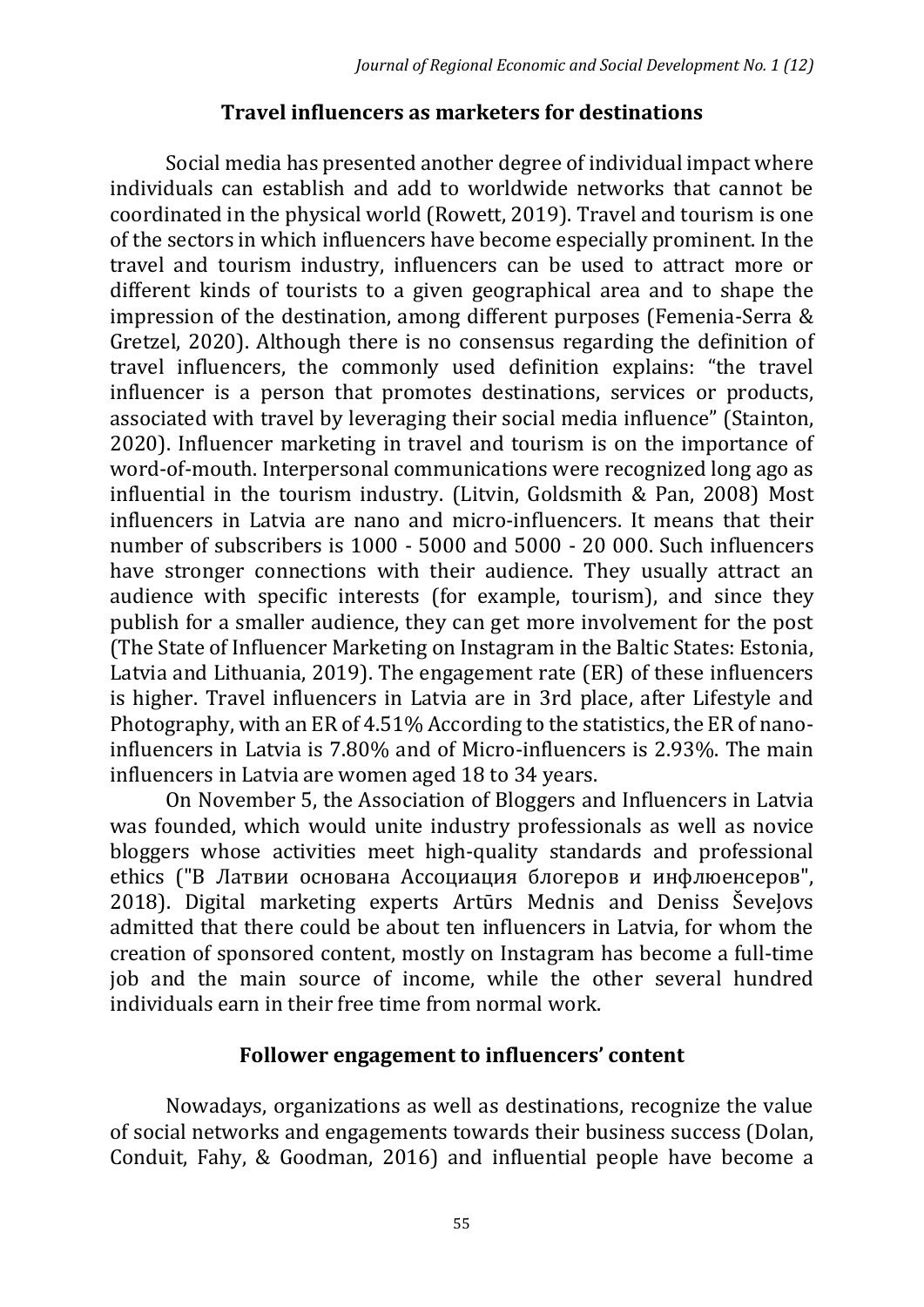## Travel influencers as marketers for destinations

Social media has presented another degree of individual impact where individuals can establish and add to worldwide networks that cannot be coordinated in the physical world (Rowett, 2019). Travel and tourism is one of the sectors in which influencers have become especially prominent. In the travel and tourism industry, influencers can be used to attract more or different kinds of tourists to a given geographical area and to shape the impression of the destination, among different purposes (Femenia-Serra & Gretzel, 2020). Although there is no consensus regarding the definition of travel influencers, the commonly used definition explains: "the travel influencer is a person that promotes destinations, services or products, associated with travel by leveraging their social media influence" (Stainton, 2020). Influencer marketing in travel and tourism is on the importance of word-of-mouth. Interpersonal communications were recognized long ago as influential in the tourism industry. (Litvin, Goldsmith & Pan, 2008) Most influencers in Latvia are nano and micro-influencers. It means that their number of subscribers is 1000 - 5000 and 5000 - 20 000. Such influencers have stronger connections with their audience. They usually attract an audience with specific interests (for example, tourism), and since they publish for a smaller audience, they can get more involvement for the post (The State of Influencer Marketing on Instagram in the Baltic States: Estonia, Latvia and Lithuania, 2019). The engagement rate (ER) of these influencers is higher. Travel influencers in Latvia are in 3rd place, after Lifestyle and Photography, with an ER of 4.51% According to the statistics, the ER of nano-influencers in Latvia is 7.80% and of Micro-influencers is 2.93%. The main influencers in Latvia are women aged 18 to 34 years.

On November 5, the Association of Bloggers and Influencers in Latvia was founded, which would unite industry professionals as well as novice bloggers whose activities meet high-quality standards and professional ethics ("В Латвии основана Ассоциация блогеров и инфлюенсеров", 2018). Digital marketing experts Artūrs Mednis and Deniss Ševeļovs admitted that there could be about ten influencers in Latvia, for whom the creation of sponsored content, mostly on Instagram has become a full-time job and the main source of income, while the other several hundred individuals earn in their free time from normal work.

## Follower engagement to influencers' content

Nowadays, organizations as well as destinations, recognize the value of social networks and engagements towards their business success (Dolan, Conduit, Fahy, & Goodman, 2016) and influential people have become a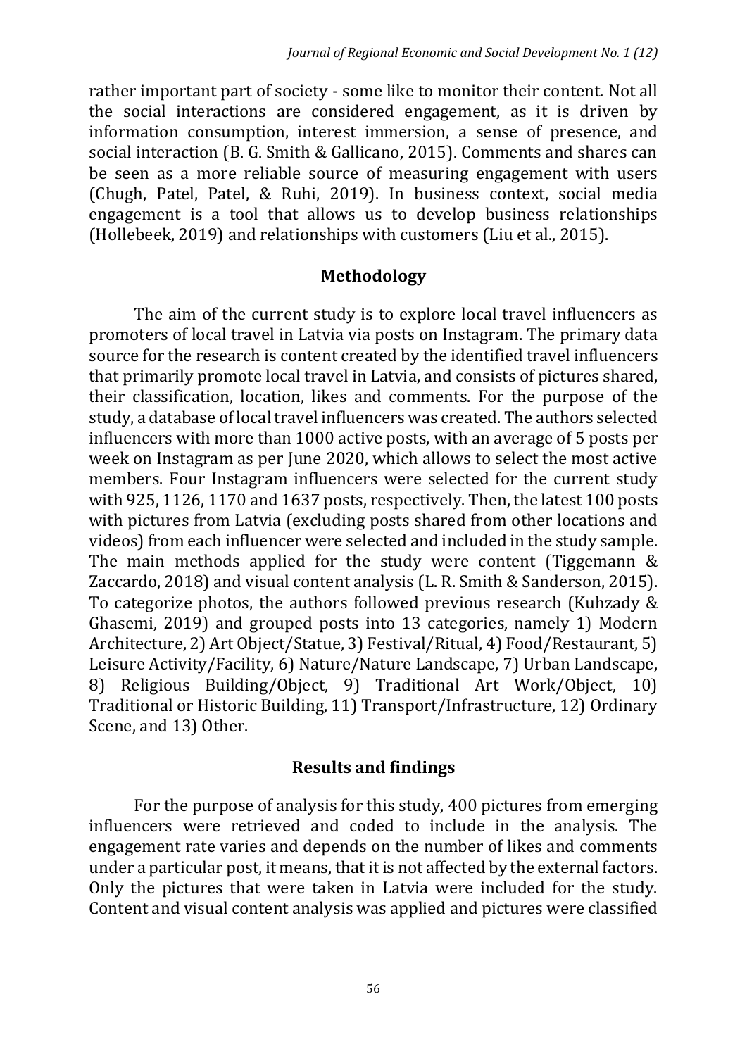rather important part of society - some like to monitor their content. Not all the social interactions are considered engagement, as it is driven by information consumption, interest immersion, a sense of presence, and social interaction (B. G. Smith & Gallicano, 2015). Comments and shares can be seen as a more reliable source of measuring engagement with users (Chugh, Patel, Patel, & Ruhi, 2019). In business context, social media engagement is a tool that allows us to develop business relationships (Hollebeek, 2019) and relationships with customers (Liu et al., 2015).

## Methodology

The aim of the current study is to explore local travel influencers as promoters of local travel in Latvia via posts on Instagram. The primary data source for the research is content created by the identified travel influencers that primarily promote local travel in Latvia, and consists of pictures shared, their classification, location, likes and comments. For the purpose of the study, a database of local travel influencers was created. The authors selected influencers with more than 1000 active posts, with an average of 5 posts per week on Instagram as per June 2020, which allows to select the most active members. Four Instagram influencers were selected for the current study with 925, 1126, 1170 and 1637 posts, respectively. Then, the latest 100 posts with pictures from Latvia (excluding posts shared from other locations and videos) from each influencer were selected and included in the study sample. The main methods applied for the study were content (Tiggemann & Zaccardo, 2018) and visual content analysis (L. R. Smith & Sanderson, 2015). To categorize photos, the authors followed previous research (Kuhzady & Ghasemi, 2019) and grouped posts into 13 categories, namely 1) Modern Architecture, 2) Art Object/Statue, 3) Festival/Ritual, 4) Food/Restaurant, 5) Leisure Activity/Facility, 6) Nature/Nature Landscape, 7) Urban Landscape, 8) Religious Building/Object, 9) Traditional Art Work/Object, 10) Traditional or Historic Building, 11) Transport/Infrastructure, 12) Ordinary Scene, and 13) Other.

## Results and findings

For the purpose of analysis for this study, 400 pictures from emerging influencers were retrieved and coded to include in the analysis. The engagement rate varies and depends on the number of likes and comments under a particular post, it means, that it is not affected by the external factors. Only the pictures that were taken in Latvia were included for the study. Content and visual content analysis was applied and pictures were classified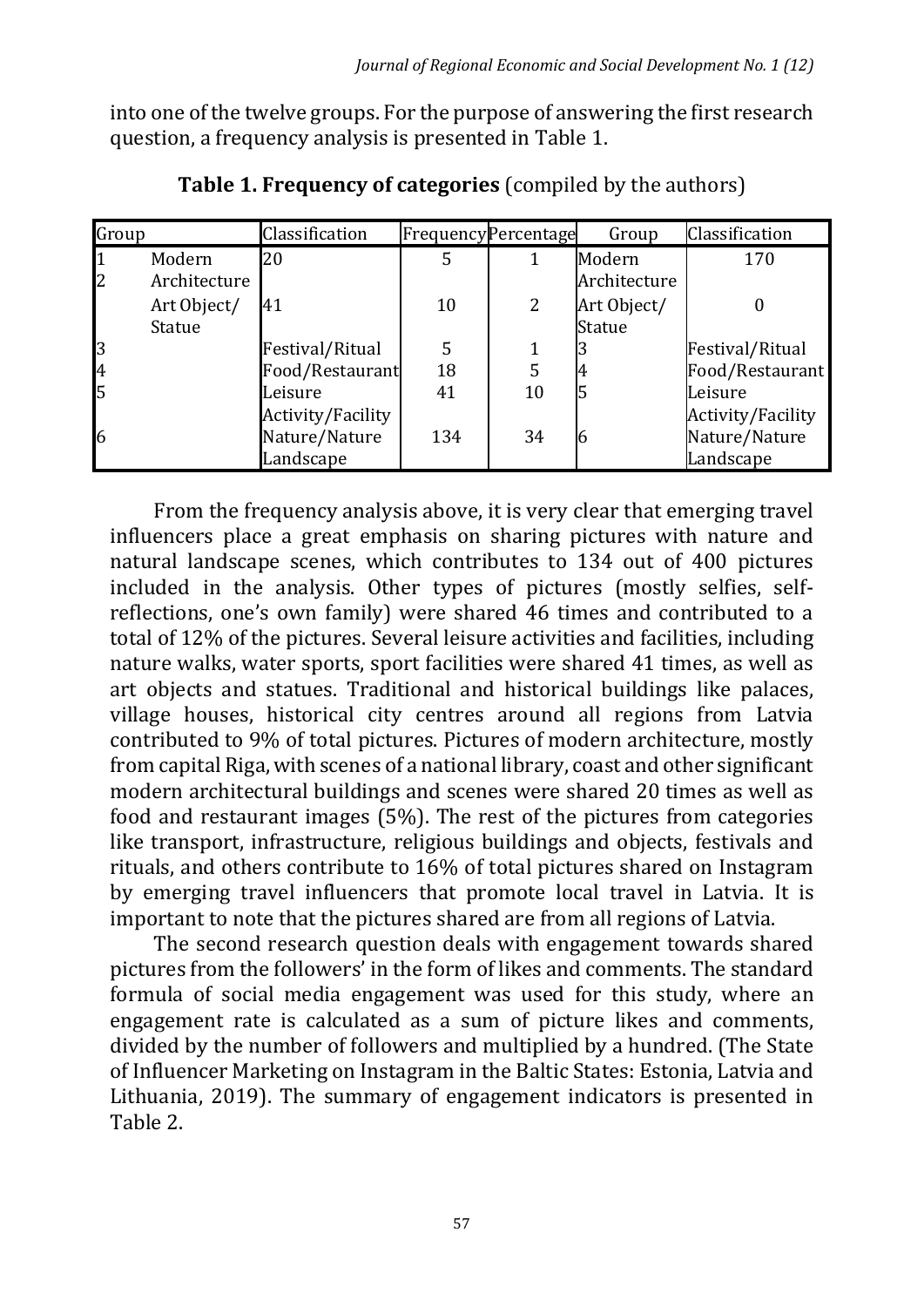into one of the twelve groups. For the purpose of answering the first research question, a frequency analysis is presented in Table 1.

**Table 1. Frequency of categories** (compiled by the authors)

| Group | | Classification | Frequency | Percentage | Group | Classification |
|---|---|---|---|---|---|---|
| 1 | Modern Architecture | 20 | 5 | 1 | Modern Architecture | 170 |
| 2 | Art Object/ Statue | 41 | 10 | 2 | Art Object/ Statue | 0 |
| 3 | | Festival/Ritual | 5 | 1 | 3 | Festival/Ritual |
| 4 | | Food/Restaurant | 18 | 5 | 4 | Food/Restaurant |
| 5 | | Leisure Activity/Facility | 41 | 10 | 5 | Leisure Activity/Facility |
| 6 | | Nature/Nature Landscape | 134 | 34 | 6 | Nature/Nature Landscape |

From the frequency analysis above, it is very clear that emerging travel influencers place a great emphasis on sharing pictures with nature and natural landscape scenes, which contributes to 134 out of 400 pictures included in the analysis. Other types of pictures (mostly selfies, self-reflections, one's own family) were shared 46 times and contributed to a total of 12% of the pictures. Several leisure activities and facilities, including nature walks, water sports, sport facilities were shared 41 times, as well as art objects and statues. Traditional and historical buildings like palaces, village houses, historical city centres around all regions from Latvia contributed to 9% of total pictures. Pictures of modern architecture, mostly from capital Riga, with scenes of a national library, coast and other significant modern architectural buildings and scenes were shared 20 times as well as food and restaurant images (5%). The rest of the pictures from categories like transport, infrastructure, religious buildings and objects, festivals and rituals, and others contribute to 16% of total pictures shared on Instagram by emerging travel influencers that promote local travel in Latvia. It is important to note that the pictures shared are from all regions of Latvia.

The second research question deals with engagement towards shared pictures from the followers' in the form of likes and comments. The standard formula of social media engagement was used for this study, where an engagement rate is calculated as a sum of picture likes and comments, divided by the number of followers and multiplied by a hundred. (The State of Influencer Marketing on Instagram in the Baltic States: Estonia, Latvia and Lithuania, 2019). The summary of engagement indicators is presented in Table 2.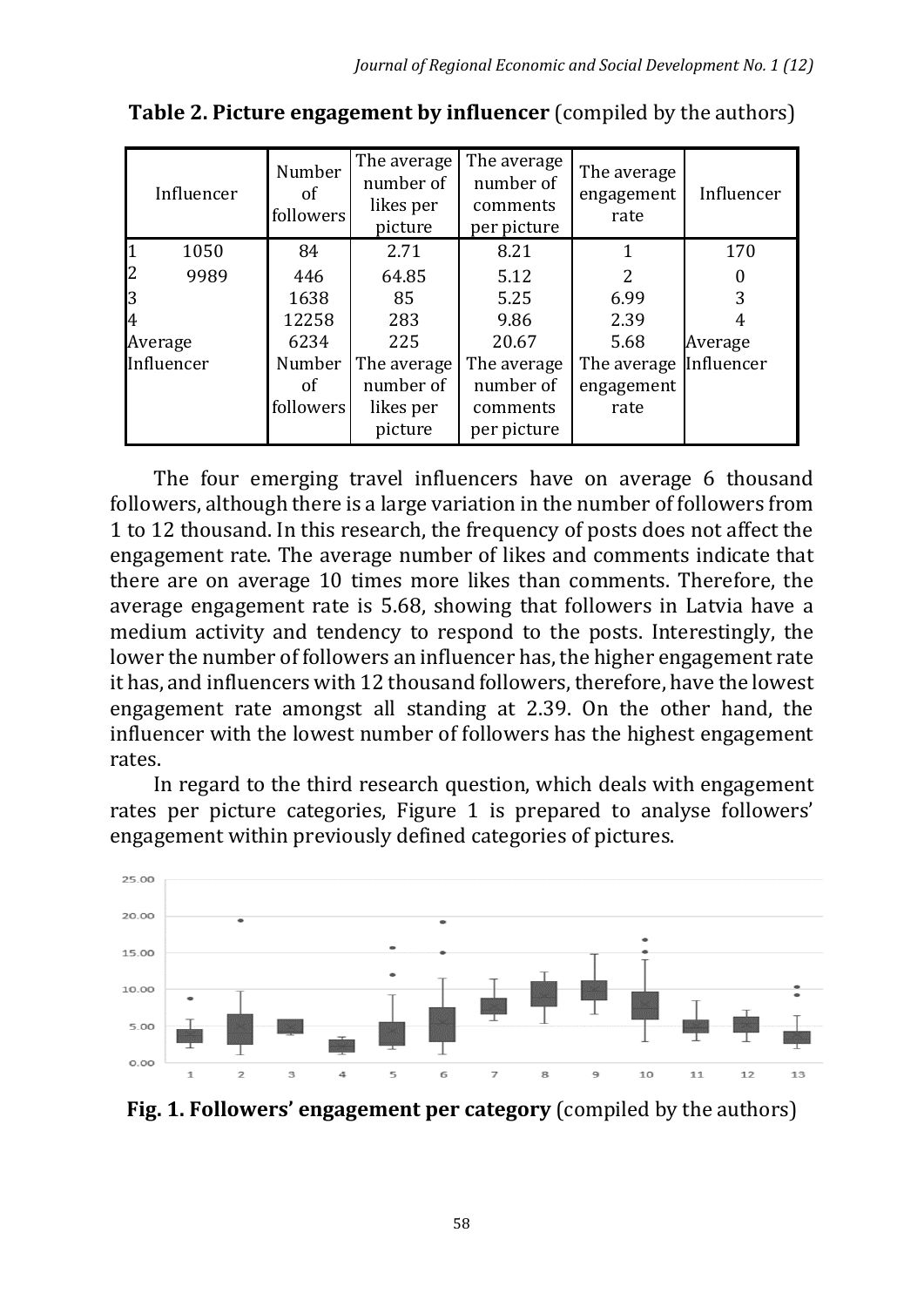**Table 2. Picture engagement by influencer** (compiled by the authors)

| Influencer | Number of followers | The average number of likes per picture | The average number of comments per picture | The average engagement rate | Influencer |
|---|---|---|---|---|---|
| 1 1050 | 84 | 2.71 | 8.21 | 1 | 170 |
| 2 9989 | 446 | 64.85 | 5.12 | 2 | 0 |
| 3 | 1638 | 85 | 5.25 | 6.99 | 3 |
| 4 | 12258 | 283 | 9.86 | 2.39 | 4 |
| Average | 6234 | 225 | 20.67 | 5.68 | Average |
| Influencer | Number of followers | The average number of likes per picture | The average number of comments per picture | The average engagement rate | Influencer |

The four emerging travel influencers have on average 6 thousand followers, although there is a large variation in the number of followers from 1 to 12 thousand. In this research, the frequency of posts does not affect the engagement rate. The average number of likes and comments indicate that there are on average 10 times more likes than comments. Therefore, the average engagement rate is 5.68, showing that followers in Latvia have a medium activity and tendency to respond to the posts. Interestingly, the lower the number of followers an influencer has, the higher engagement rate it has, and influencers with 12 thousand followers, therefore, have the lowest engagement rate amongst all standing at 2.39. On the other hand, the influencer with the lowest number of followers has the highest engagement rates.

In regard to the third research question, which deals with engagement rates per picture categories, Figure 1 is prepared to analyse followers' engagement within previously defined categories of pictures.

**Fig. 1. Followers' engagement per category** (compiled by the authors)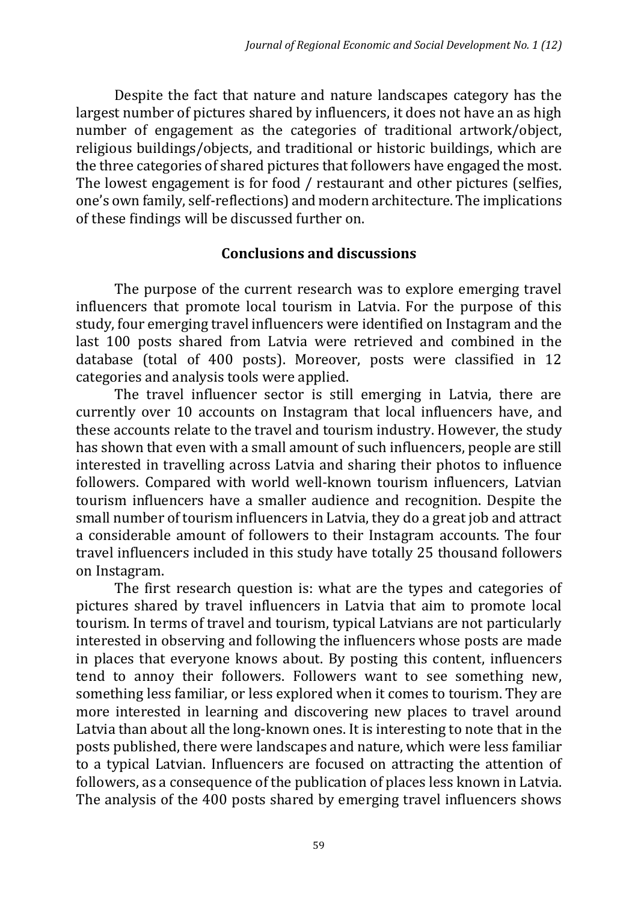Despite the fact that nature and nature landscapes category has the largest number of pictures shared by influencers, it does not have an as high number of engagement as the categories of traditional artwork/object, religious buildings/objects, and traditional or historic buildings, which are the three categories of shared pictures that followers have engaged the most. The lowest engagement is for food / restaurant and other pictures (selfies, one's own family, self-reflections) and modern architecture. The implications of these findings will be discussed further on.

## Conclusions and discussions

The purpose of the current research was to explore emerging travel influencers that promote local tourism in Latvia. For the purpose of this study, four emerging travel influencers were identified on Instagram and the last 100 posts shared from Latvia were retrieved and combined in the database (total of 400 posts). Moreover, posts were classified in 12 categories and analysis tools were applied.

The travel influencer sector is still emerging in Latvia, there are currently over 10 accounts on Instagram that local influencers have, and these accounts relate to the travel and tourism industry. However, the study has shown that even with a small amount of such influencers, people are still interested in travelling across Latvia and sharing their photos to influence followers. Compared with world well-known tourism influencers, Latvian tourism influencers have a smaller audience and recognition. Despite the small number of tourism influencers in Latvia, they do a great job and attract a considerable amount of followers to their Instagram accounts. The four travel influencers included in this study have totally 25 thousand followers on Instagram.

The first research question is: what are the types and categories of pictures shared by travel influencers in Latvia that aim to promote local tourism. In terms of travel and tourism, typical Latvians are not particularly interested in observing and following the influencers whose posts are made in places that everyone knows about. By posting this content, influencers tend to annoy their followers. Followers want to see something new, something less familiar, or less explored when it comes to tourism. They are more interested in learning and discovering new places to travel around Latvia than about all the long-known ones. It is interesting to note that in the posts published, there were landscapes and nature, which were less familiar to a typical Latvian. Influencers are focused on attracting the attention of followers, as a consequence of the publication of places less known in Latvia. The analysis of the 400 posts shared by emerging travel influencers shows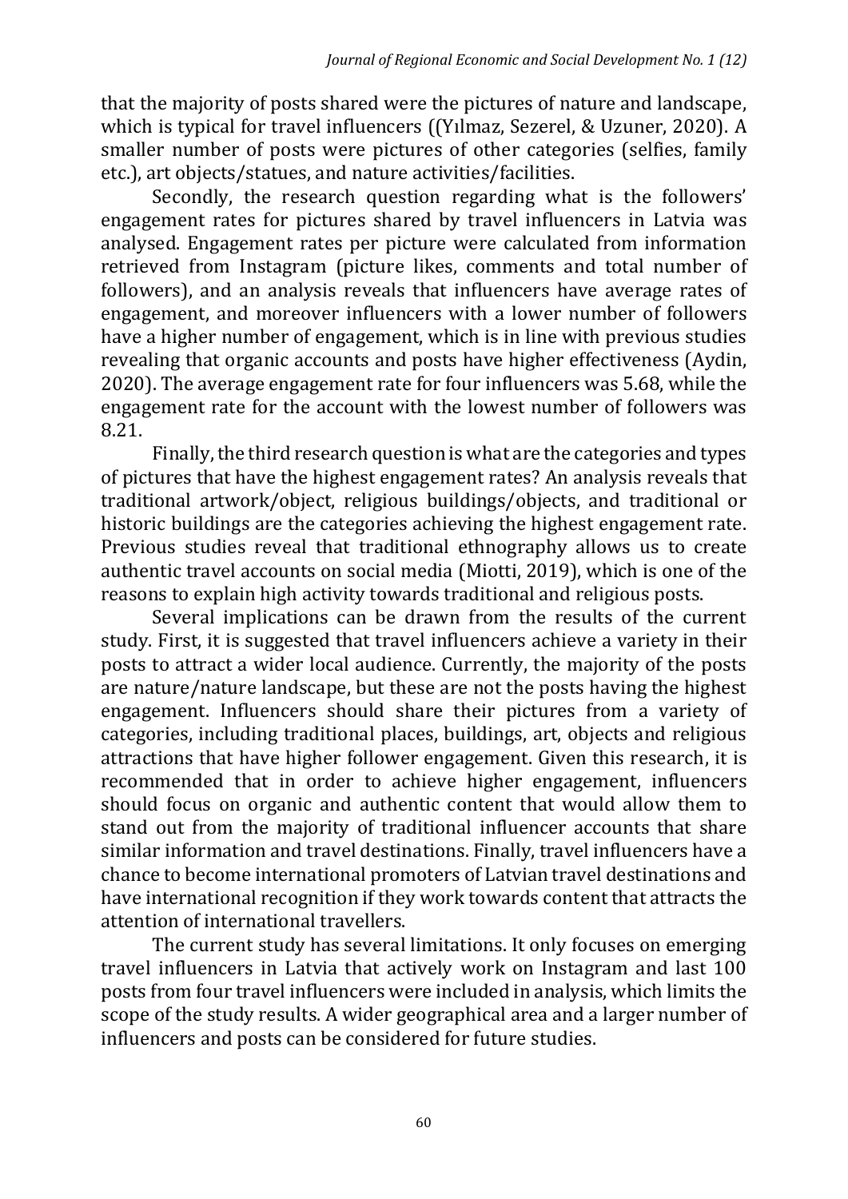that the majority of posts shared were the pictures of nature and landscape, which is typical for travel influencers ((Yılmaz, Sezerel, & Uzuner, 2020). A smaller number of posts were pictures of other categories (selfies, family etc.), art objects/statues, and nature activities/facilities.

Secondly, the research question regarding what is the followers' engagement rates for pictures shared by travel influencers in Latvia was analysed. Engagement rates per picture were calculated from information retrieved from Instagram (picture likes, comments and total number of followers), and an analysis reveals that influencers have average rates of engagement, and moreover influencers with a lower number of followers have a higher number of engagement, which is in line with previous studies revealing that organic accounts and posts have higher effectiveness (Aydin, 2020). The average engagement rate for four influencers was 5.68, while the engagement rate for the account with the lowest number of followers was 8.21.

Finally, the third research question is what are the categories and types of pictures that have the highest engagement rates? An analysis reveals that traditional artwork/object, religious buildings/objects, and traditional or historic buildings are the categories achieving the highest engagement rate. Previous studies reveal that traditional ethnography allows us to create authentic travel accounts on social media (Miotti, 2019), which is one of the reasons to explain high activity towards traditional and religious posts.

Several implications can be drawn from the results of the current study. First, it is suggested that travel influencers achieve a variety in their posts to attract a wider local audience. Currently, the majority of the posts are nature/nature landscape, but these are not the posts having the highest engagement. Influencers should share their pictures from a variety of categories, including traditional places, buildings, art, objects and religious attractions that have higher follower engagement. Given this research, it is recommended that in order to achieve higher engagement, influencers should focus on organic and authentic content that would allow them to stand out from the majority of traditional influencer accounts that share similar information and travel destinations. Finally, travel influencers have a chance to become international promoters of Latvian travel destinations and have international recognition if they work towards content that attracts the attention of international travellers.

The current study has several limitations. It only focuses on emerging travel influencers in Latvia that actively work on Instagram and last 100 posts from four travel influencers were included in analysis, which limits the scope of the study results. A wider geographical area and a larger number of influencers and posts can be considered for future studies.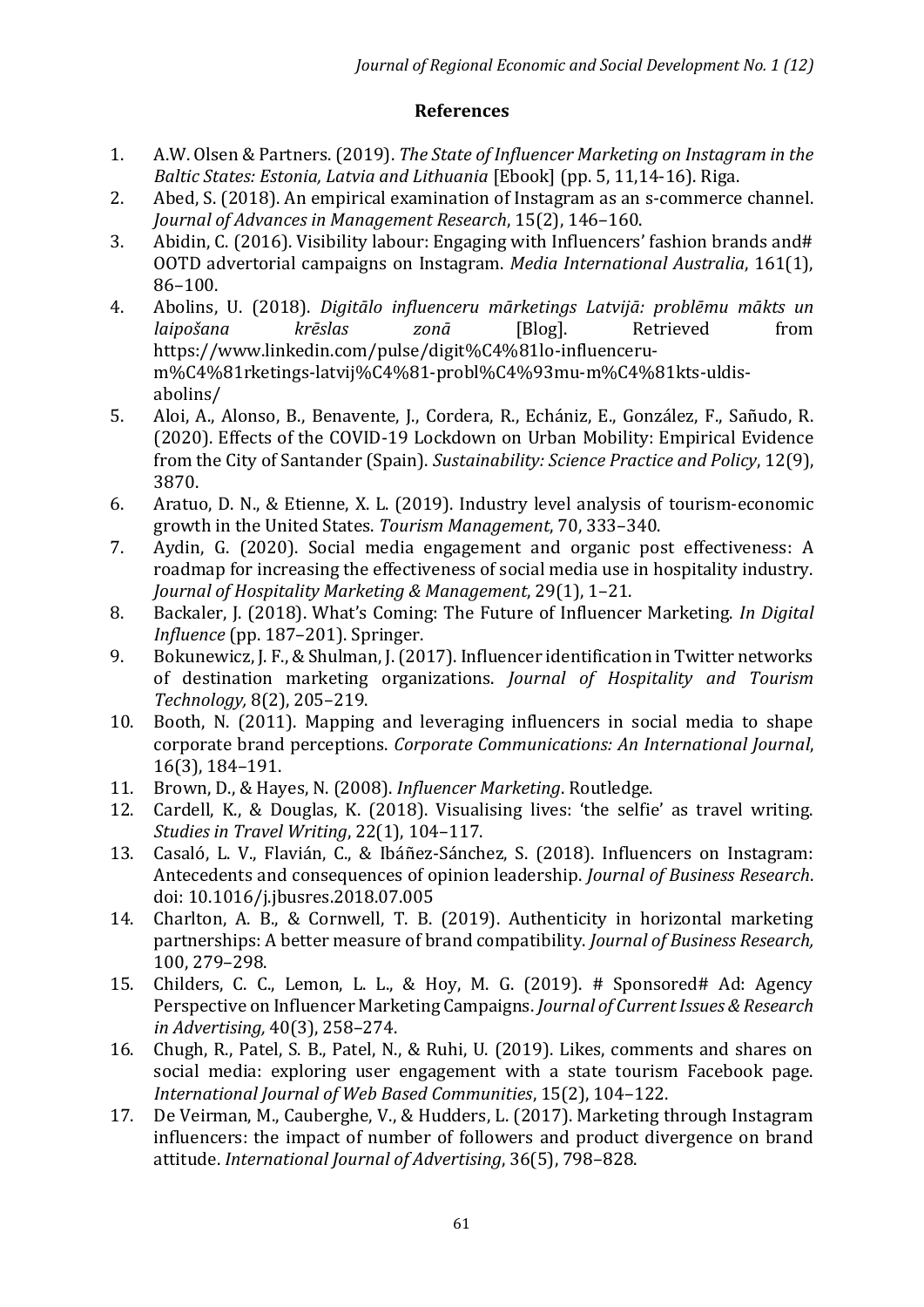## References

1. A.W. Olsen & Partners. (2019). *The State of Influencer Marketing on Instagram in the Baltic States: Estonia, Latvia and Lithuania* [Ebook] (pp. 5, 11,14-16). Riga.
2. Abed, S. (2018). An empirical examination of Instagram as an s-commerce channel. *Journal of Advances in Management Research*, 15(2), 146–160.
3. Abidin, C. (2016). Visibility labour: Engaging with Influencers' fashion brands and# OOTD advertorial campaigns on Instagram. *Media International Australia*, 161(1), 86–100.
4. Abolins, U. (2018). *Digitālo influenceru mārketings Latvijā: problēmu mākts un laipošana krēslas zonā* [Blog]. Retrieved from https://www.linkedin.com/pulse/digit%C4%81lo-influenceru-m%C4%81rketings-latvij%C4%81-probl%C4%93mu-m%C4%81kts-uldis-abolins/
5. Aloi, A., Alonso, B., Benavente, J., Cordera, R., Echániz, E., González, F., Sañudo, R. (2020). Effects of the COVID-19 Lockdown on Urban Mobility: Empirical Evidence from the City of Santander (Spain). *Sustainability: Science Practice and Policy*, 12(9), 3870.
6. Aratuo, D. N., & Etienne, X. L. (2019). Industry level analysis of tourism-economic growth in the United States. *Tourism Management*, 70, 333–340.
7. Aydin, G. (2020). Social media engagement and organic post effectiveness: A roadmap for increasing the effectiveness of social media use in hospitality industry. *Journal of Hospitality Marketing & Management*, 29(1), 1–21.
8. Backaler, J. (2018). What's Coming: The Future of Influencer Marketing. *In Digital Influence* (pp. 187–201). Springer.
9. Bokunewicz, J. F., & Shulman, J. (2017). Influencer identification in Twitter networks of destination marketing organizations. *Journal of Hospitality and Tourism Technology,* 8(2), 205–219.
10. Booth, N. (2011). Mapping and leveraging influencers in social media to shape corporate brand perceptions. *Corporate Communications: An International Journal*, 16(3), 184–191.
11. Brown, D., & Hayes, N. (2008). *Influencer Marketing*. Routledge.
12. Cardell, K., & Douglas, K. (2018). Visualising lives: 'the selfie' as travel writing. *Studies in Travel Writing*, 22(1), 104–117.
13. Casaló, L. V., Flavián, C., & Ibáñez-Sánchez, S. (2018). Influencers on Instagram: Antecedents and consequences of opinion leadership. *Journal of Business Research*. doi: 10.1016/j.jbusres.2018.07.005
14. Charlton, A. B., & Cornwell, T. B. (2019). Authenticity in horizontal marketing partnerships: A better measure of brand compatibility. *Journal of Business Research,* 100, 279–298.
15. Childers, C. C., Lemon, L. L., & Hoy, M. G. (2019). # Sponsored# Ad: Agency Perspective on Influencer Marketing Campaigns. *Journal of Current Issues & Research in Advertising,* 40(3), 258–274.
16. Chugh, R., Patel, S. B., Patel, N., & Ruhi, U. (2019). Likes, comments and shares on social media: exploring user engagement with a state tourism Facebook page. *International Journal of Web Based Communities*, 15(2), 104–122.
17. De Veirman, M., Cauberghe, V., & Hudders, L. (2017). Marketing through Instagram influencers: the impact of number of followers and product divergence on brand attitude. *International Journal of Advertising*, 36(5), 798–828.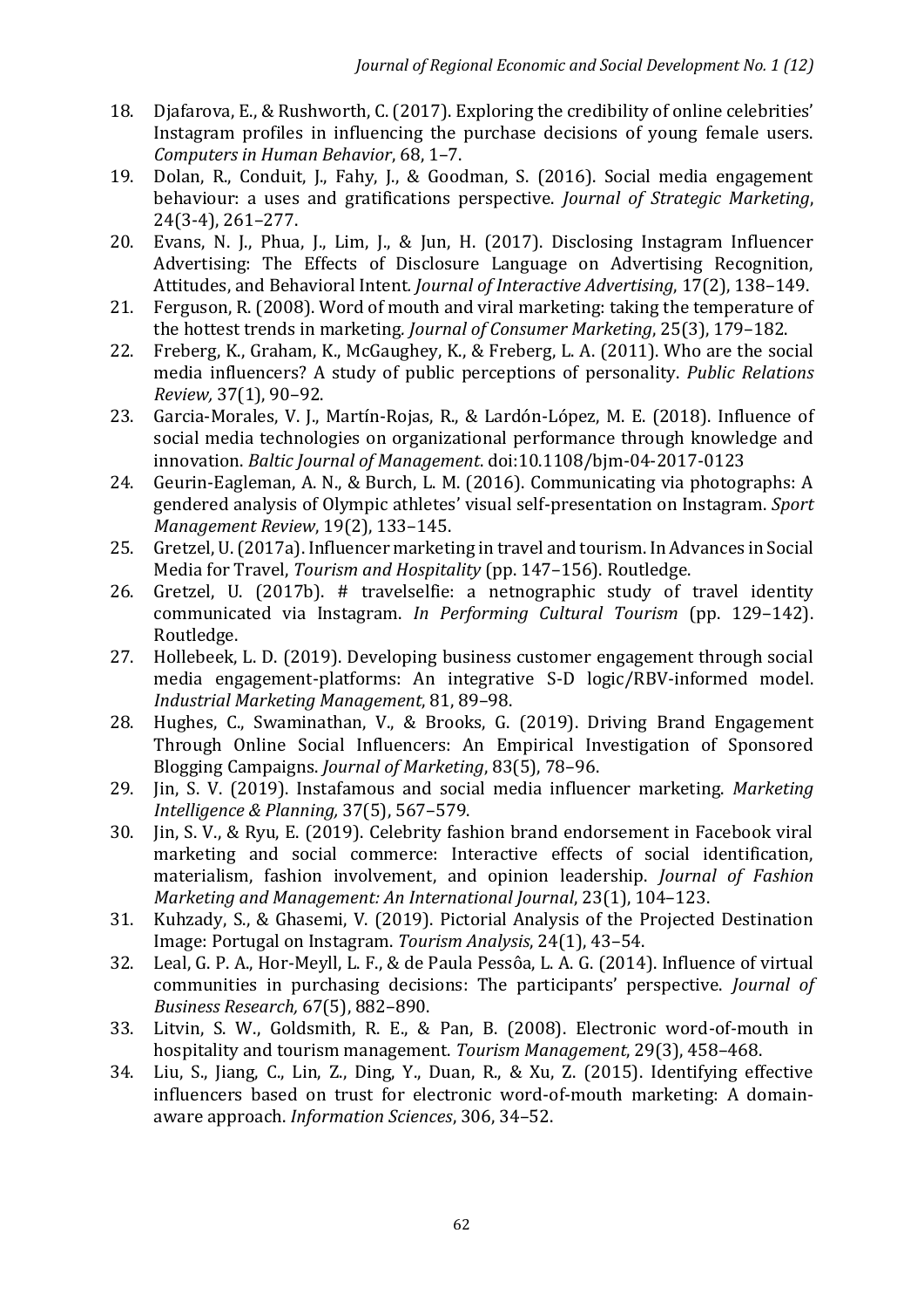18. Djafarova, E., & Rushworth, C. (2017). Exploring the credibility of online celebrities' Instagram profiles in influencing the purchase decisions of young female users. *Computers in Human Behavior*, 68, 1–7.
19. Dolan, R., Conduit, J., Fahy, J., & Goodman, S. (2016). Social media engagement behaviour: a uses and gratifications perspective. *Journal of Strategic Marketing*, 24(3-4), 261–277.
20. Evans, N. J., Phua, J., Lim, J., & Jun, H. (2017). Disclosing Instagram Influencer Advertising: The Effects of Disclosure Language on Advertising Recognition, Attitudes, and Behavioral Intent. *Journal of Interactive Advertising*, 17(2), 138–149.
21. Ferguson, R. (2008). Word of mouth and viral marketing: taking the temperature of the hottest trends in marketing. *Journal of Consumer Marketing*, 25(3), 179–182.
22. Freberg, K., Graham, K., McGaughey, K., & Freberg, L. A. (2011). Who are the social media influencers? A study of public perceptions of personality. *Public Relations Review,* 37(1), 90–92.
23. Garcia-Morales, V. J., Martín-Rojas, R., & Lardón-López, M. E. (2018). Influence of social media technologies on organizational performance through knowledge and innovation. *Baltic Journal of Management*. doi:10.1108/bjm-04-2017-0123
24. Geurin-Eagleman, A. N., & Burch, L. M. (2016). Communicating via photographs: A gendered analysis of Olympic athletes' visual self-presentation on Instagram. *Sport Management Review*, 19(2), 133–145.
25. Gretzel, U. (2017a). Influencer marketing in travel and tourism. In Advances in Social Media for Travel, *Tourism and Hospitality* (pp. 147–156). Routledge.
26. Gretzel, U. (2017b). # travelselfie: a netnographic study of travel identity communicated via Instagram. *In Performing Cultural Tourism* (pp. 129–142). Routledge.
27. Hollebeek, L. D. (2019). Developing business customer engagement through social media engagement-platforms: An integrative S-D logic/RBV-informed model. *Industrial Marketing Management*, 81, 89–98.
28. Hughes, C., Swaminathan, V., & Brooks, G. (2019). Driving Brand Engagement Through Online Social Influencers: An Empirical Investigation of Sponsored Blogging Campaigns. *Journal of Marketing*, 83(5), 78–96.
29. Jin, S. V. (2019). Instafamous and social media influencer marketing. *Marketing Intelligence & Planning,* 37(5), 567–579.
30. Jin, S. V., & Ryu, E. (2019). Celebrity fashion brand endorsement in Facebook viral marketing and social commerce: Interactive effects of social identification, materialism, fashion involvement, and opinion leadership. *Journal of Fashion Marketing and Management: An International Journal*, 23(1), 104–123.
31. Kuhzady, S., & Ghasemi, V. (2019). Pictorial Analysis of the Projected Destination Image: Portugal on Instagram. *Tourism Analysis*, 24(1), 43–54.
32. Leal, G. P. A., Hor-Meyll, L. F., & de Paula Pessôa, L. A. G. (2014). Influence of virtual communities in purchasing decisions: The participants' perspective. *Journal of Business Research,* 67(5), 882–890.
33. Litvin, S. W., Goldsmith, R. E., & Pan, B. (2008). Electronic word-of-mouth in hospitality and tourism management. *Tourism Management*, 29(3), 458–468.
34. Liu, S., Jiang, C., Lin, Z., Ding, Y., Duan, R., & Xu, Z. (2015). Identifying effective influencers based on trust for electronic word-of-mouth marketing: A domain-aware approach. *Information Sciences*, 306, 34–52.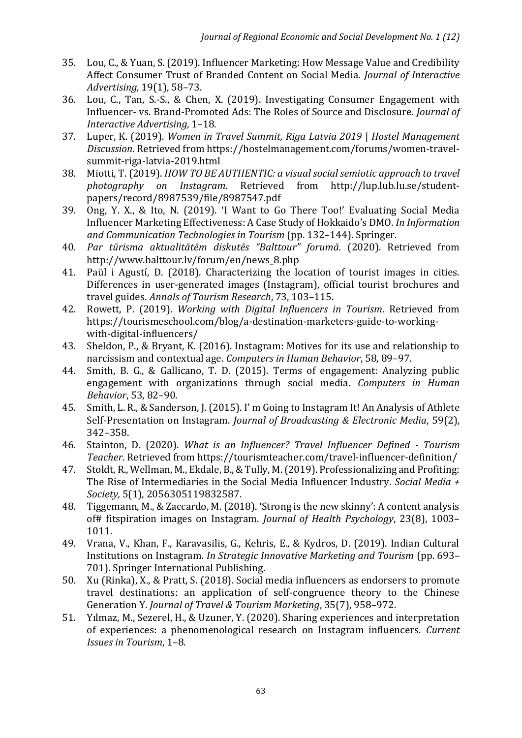35. Lou, C., & Yuan, S. (2019). Influencer Marketing: How Message Value and Credibility Affect Consumer Trust of Branded Content on Social Media. *Journal of Interactive Advertising,* 19(1), 58–73.
36. Lou, C., Tan, S.-S., & Chen, X. (2019). Investigating Consumer Engagement with Influencer- vs. Brand-Promoted Ads: The Roles of Source and Disclosure. *Journal of Interactive Advertising,* 1–18.
37. Luper, K. (2019). *Women in Travel Summit, Riga Latvia 2019 | Hostel Management Discussion.* Retrieved from https://hostelmanagement.com/forums/women-travel-summit-riga-latvia-2019.html
38. Miotti, T. (2019). *HOW TO BE AUTHENTIC: a visual social semiotic approach to travel photography on Instagram*. Retrieved from http://lup.lub.lu.se/student-papers/record/8987539/file/8987547.pdf
39. Ong, Y. X., & Ito, N. (2019). 'I Want to Go There Too!' Evaluating Social Media Influencer Marketing Effectiveness: A Case Study of Hokkaido's DMO. *In Information and Communication Technologies in Tourism* (pp. 132–144). Springer.
40. *Par tūrisma aktualitātēm diskutēs "Balttour" forumā.* (2020). Retrieved from http://www.balttour.lv/forum/en/news_8.php
41. Paül i Agustí, D. (2018). Characterizing the location of tourist images in cities. Differences in user-generated images (Instagram), official tourist brochures and travel guides. *Annals of Tourism Research*, 73, 103–115.
42. Rowett, P. (2019). *Working with Digital Influencers in Tourism*. Retrieved from https://tourismeschool.com/blog/a-destination-marketers-guide-to-working-with-digital-influencers/
43. Sheldon, P., & Bryant, K. (2016). Instagram: Motives for its use and relationship to narcissism and contextual age. *Computers in Human Behavior*, 58, 89–97.
44. Smith, B. G., & Gallicano, T. D. (2015). Terms of engagement: Analyzing public engagement with organizations through social media. *Computers in Human Behavior*, 53, 82–90.
45. Smith, L. R., & Sanderson, J. (2015). I' m Going to Instagram It! An Analysis of Athlete Self-Presentation on Instagram. *Journal of Broadcasting & Electronic Media*, 59(2), 342–358.
46. Stainton, D. (2020). *What is an Influencer? Travel Influencer Defined - Tourism Teacher*. Retrieved from https://tourismteacher.com/travel-influencer-definition/
47. Stoldt, R., Wellman, M., Ekdale, B., & Tully, M. (2019). Professionalizing and Profiting: The Rise of Intermediaries in the Social Media Influencer Industry. *Social Media + Society,* 5(1), 2056305119832587.
48. Tiggemann, M., & Zaccardo, M. (2018). 'Strong is the new skinny': A content analysis of# fitspiration images on Instagram. *Journal of Health Psychology*, 23(8), 1003–1011.
49. Vrana, V., Khan, F., Karavasilis, G., Kehris, E., & Kydros, D. (2019). Indian Cultural Institutions on Instagram. *In Strategic Innovative Marketing and Tourism* (pp. 693–701). Springer International Publishing.
50. Xu (Rinka), X., & Pratt, S. (2018). Social media influencers as endorsers to promote travel destinations: an application of self-congruence theory to the Chinese Generation Y. *Journal of Travel & Tourism Marketing*, 35(7), 958–972.
51. Yılmaz, M., Sezerel, H., & Uzuner, Y. (2020). Sharing experiences and interpretation of experiences: a phenomenological research on Instagram influencers. *Current Issues in Tourism*, 1–8.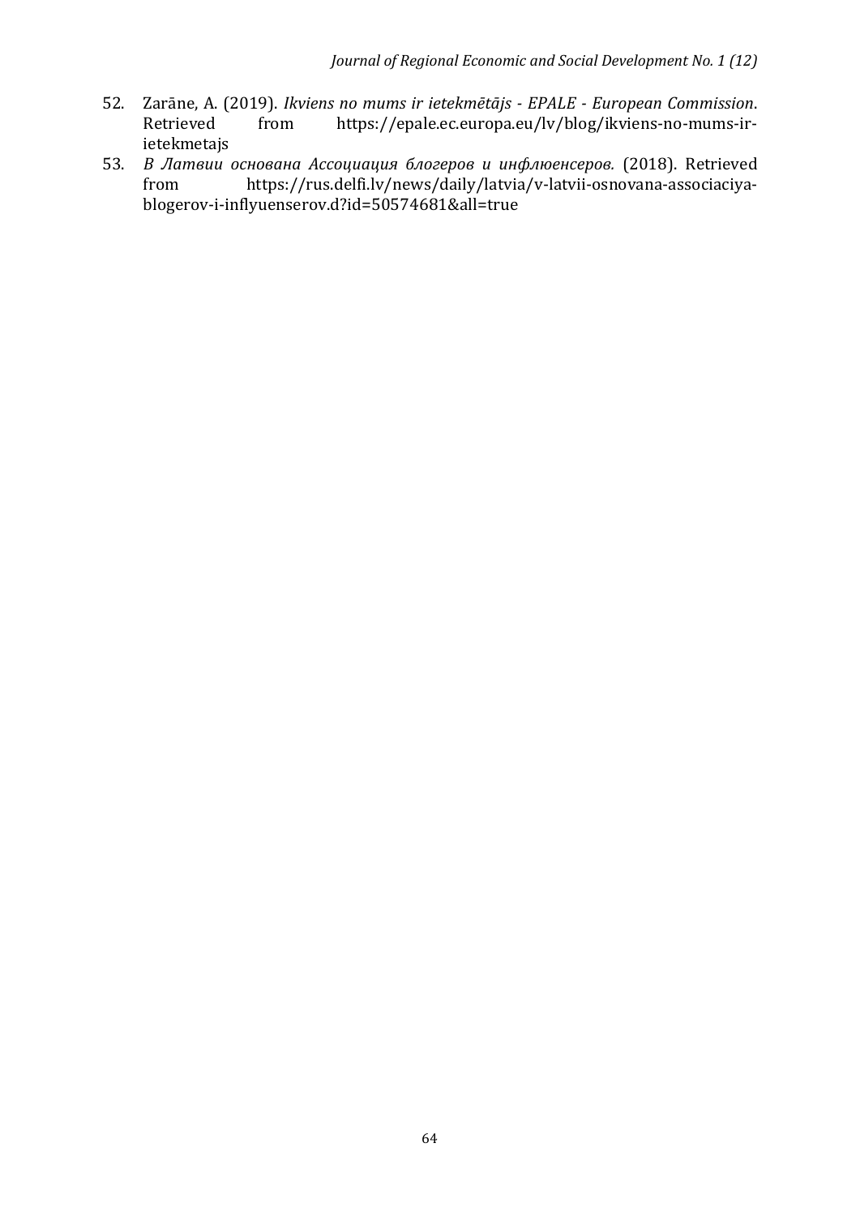52. Zarāne, A. (2019). *Ikviens no mums ir ietekmētājs - EPALE - European Commission*. Retrieved from https://epale.ec.europa.eu/lv/blog/ikviens-no-mums-ir-ietekmetajs
53. *В Латвии основана Ассоциация блогеров и инфлюенсеров.* (2018). Retrieved from https://rus.delfi.lv/news/daily/latvia/v-latvii-osnovana-associaciya-blogerov-i-inflyuenserov.d?id=50574681&all=true